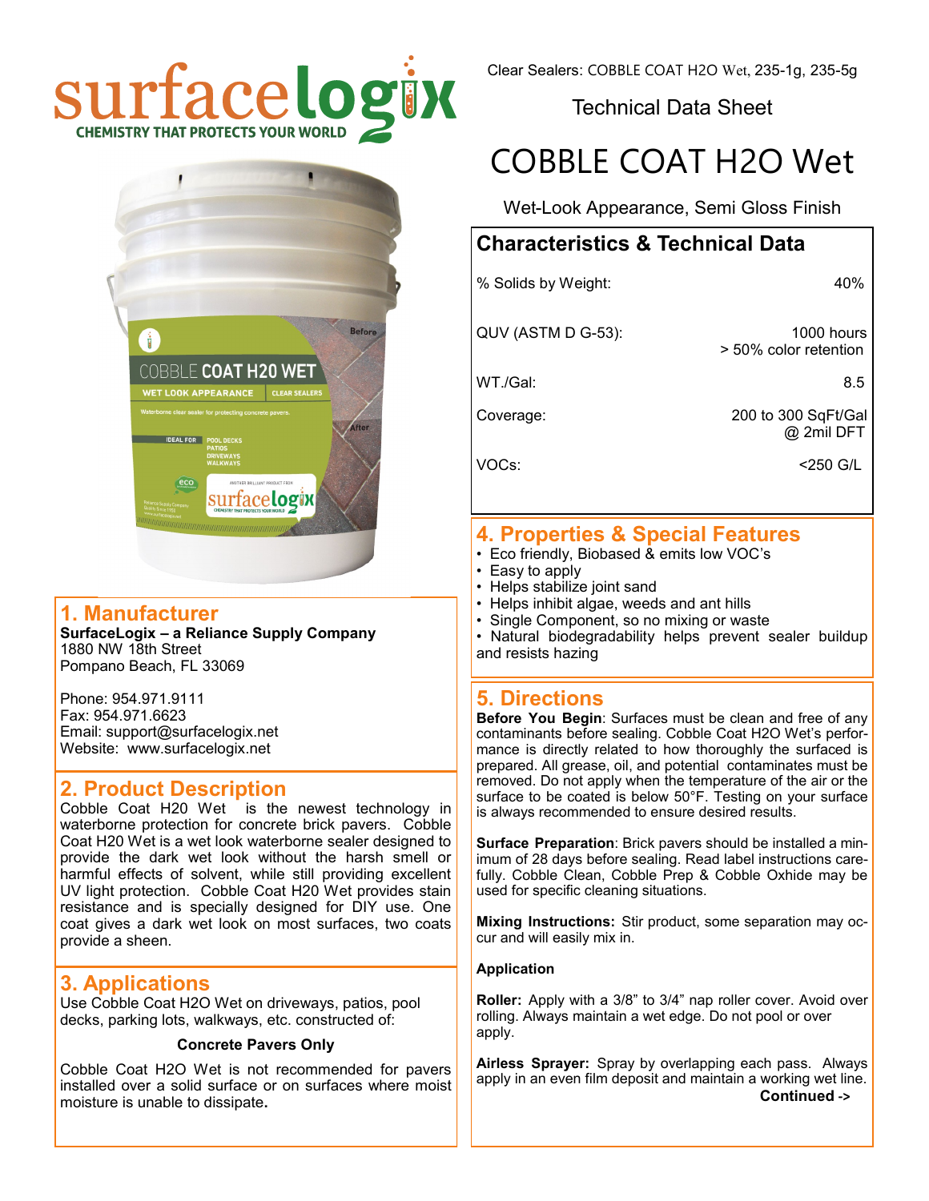surfacelogix
CHEMISTRY THAT PROTECTS YOUR WORLD

Clear Sealers: COBBLE COAT H2O Wet, 235-1g, 235-5g

Technical Data Sheet

# COBBLE COAT H2O Wet

Wet-Look Appearance, Semi Gloss Finish

## Characteristics & Technical Data

| | |
|---|---|
| % Solids by Weight: | 40% |
| QUV (ASTM D G-53): | 1000 hours > 50% color retention |
| WT./Gal: | 8.5 |
| Coverage: | 200 to 300 SqFt/Gal @ 2mil DFT |
| VOCs: | <250 G/L |

## 1. Manufacturer

**SurfaceLogix – a Reliance Supply Company**
1880 NW 18th Street
Pompano Beach, FL 33069

Phone: 954.971.9111
Fax: 954.971.6623
Email: support@surfacelogix.net
Website: www.surfacelogix.net

## 2. Product Description

Cobble Coat H20 Wet is the newest technology in waterborne protection for concrete brick pavers. Cobble Coat H20 Wet is a wet look waterborne sealer designed to provide the dark wet look without the harsh smell or harmful effects of solvent, while still providing excellent UV light protection. Cobble Coat H20 Wet provides stain resistance and is specially designed for DIY use. One coat gives a dark wet look on most surfaces, two coats provide a sheen.

## 3. Applications

Use Cobble Coat H2O Wet on driveways, patios, pool decks, parking lots, walkways, etc. constructed of:

**Concrete Pavers Only**

Cobble Coat H2O Wet is not recommended for pavers installed over a solid surface or on surfaces where moist moisture is unable to dissipate.

## 4. Properties & Special Features

- Eco friendly, Biobased & emits low VOC's
- Easy to apply
- Helps stabilize joint sand
- Helps inhibit algae, weeds and ant hills
- Single Component, so no mixing or waste
- Natural biodegradability helps prevent sealer buildup and resists hazing

## 5. Directions

**Before You Begin**: Surfaces must be clean and free of any contaminants before sealing. Cobble Coat H2O Wet's performance is directly related to how thoroughly the surfaced is prepared. All grease, oil, and potential contaminants must be removed. Do not apply when the temperature of the air or the surface to be coated is below 50°F. Testing on your surface is always recommended to ensure desired results.

**Surface Preparation**: Brick pavers should be installed a minimum of 28 days before sealing. Read label instructions carefully. Cobble Clean, Cobble Prep & Cobble Oxhide may be used for specific cleaning situations.

**Mixing Instructions:** Stir product, some separation may occur and will easily mix in.

**Application**

**Roller:** Apply with a 3/8" to 3/4" nap roller cover. Avoid over rolling. Always maintain a wet edge. Do not pool or over apply.

**Airless Sprayer:** Spray by overlapping each pass. Always apply in an even film deposit and maintain a working wet line.

**Continued ->**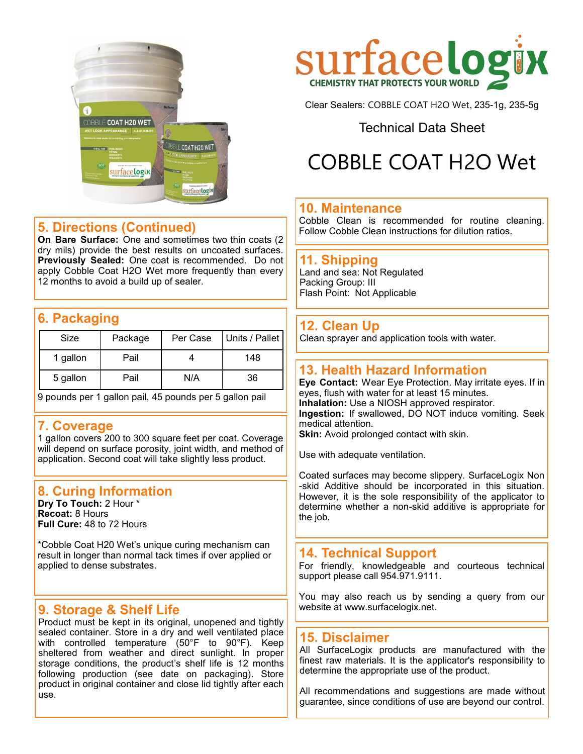surfacelogix
CHEMISTRY THAT PROTECTS YOUR WORLD

Clear Sealers: COBBLE COAT H2O Wet, 235-1g, 235-5g

Technical Data Sheet

# COBBLE COAT H2O Wet

## 5. Directions (Continued)

**On Bare Surface:** One and sometimes two thin coats (2 dry mils) provide the best results on uncoated surfaces. **Previously Sealed:** One coat is recommended. Do not apply Cobble Coat H2O Wet more frequently than every 12 months to avoid a build up of sealer.

## 6. Packaging

| Size | Package | Per Case | Units / Pallet |
|---|---|---|---|
| 1 gallon | Pail | 4 | 148 |
| 5 gallon | Pail | N/A | 36 |

9 pounds per 1 gallon pail, 45 pounds per 5 gallon pail

## 7. Coverage

1 gallon covers 200 to 300 square feet per coat. Coverage will depend on surface porosity, joint width, and method of application. Second coat will take slightly less product.

## 8. Curing Information

**Dry To Touch:** 2 Hour *
**Recoat:** 8 Hours
**Full Cure:** 48 to 72 Hours

*Cobble Coat H20 Wet's unique curing mechanism can result in longer than normal tack times if over applied or applied to dense substrates.

## 9. Storage & Shelf Life

Product must be kept in its original, unopened and tightly sealed container. Store in a dry and well ventilated place with controlled temperature (50°F to 90°F). Keep sheltered from weather and direct sunlight. In proper storage conditions, the product's shelf life is 12 months following production (see date on packaging). Store product in original container and close lid tightly after each use.

## 10. Maintenance

Cobble Clean is recommended for routine cleaning. Follow Cobble Clean instructions for dilution ratios.

## 11. Shipping

Land and sea: Not Regulated
Packing Group: III
Flash Point: Not Applicable

## 12. Clean Up

Clean sprayer and application tools with water.

## 13. Health Hazard Information

**Eye Contact:** Wear Eye Protection. May irritate eyes. If in eyes, flush with water for at least 15 minutes.
**Inhalation:** Use a NIOSH approved respirator.
**Ingestion:** If swallowed, DO NOT induce vomiting. Seek medical attention.
**Skin:** Avoid prolonged contact with skin.

Use with adequate ventilation.

Coated surfaces may become slippery. SurfaceLogix Non-skid Additive should be incorporated in this situation. However, it is the sole responsibility of the applicator to determine whether a non-skid additive is appropriate for the job.

## 14. Technical Support

For friendly, knowledgeable and courteous technical support please call 954.971.9111.

You may also reach us by sending a query from our website at www.surfacelogix.net.

## 15. Disclaimer

All SurfaceLogix products are manufactured with the finest raw materials. It is the applicator's responsibility to determine the appropriate use of the product.

All recommendations and suggestions are made without guarantee, since conditions of use are beyond our control.